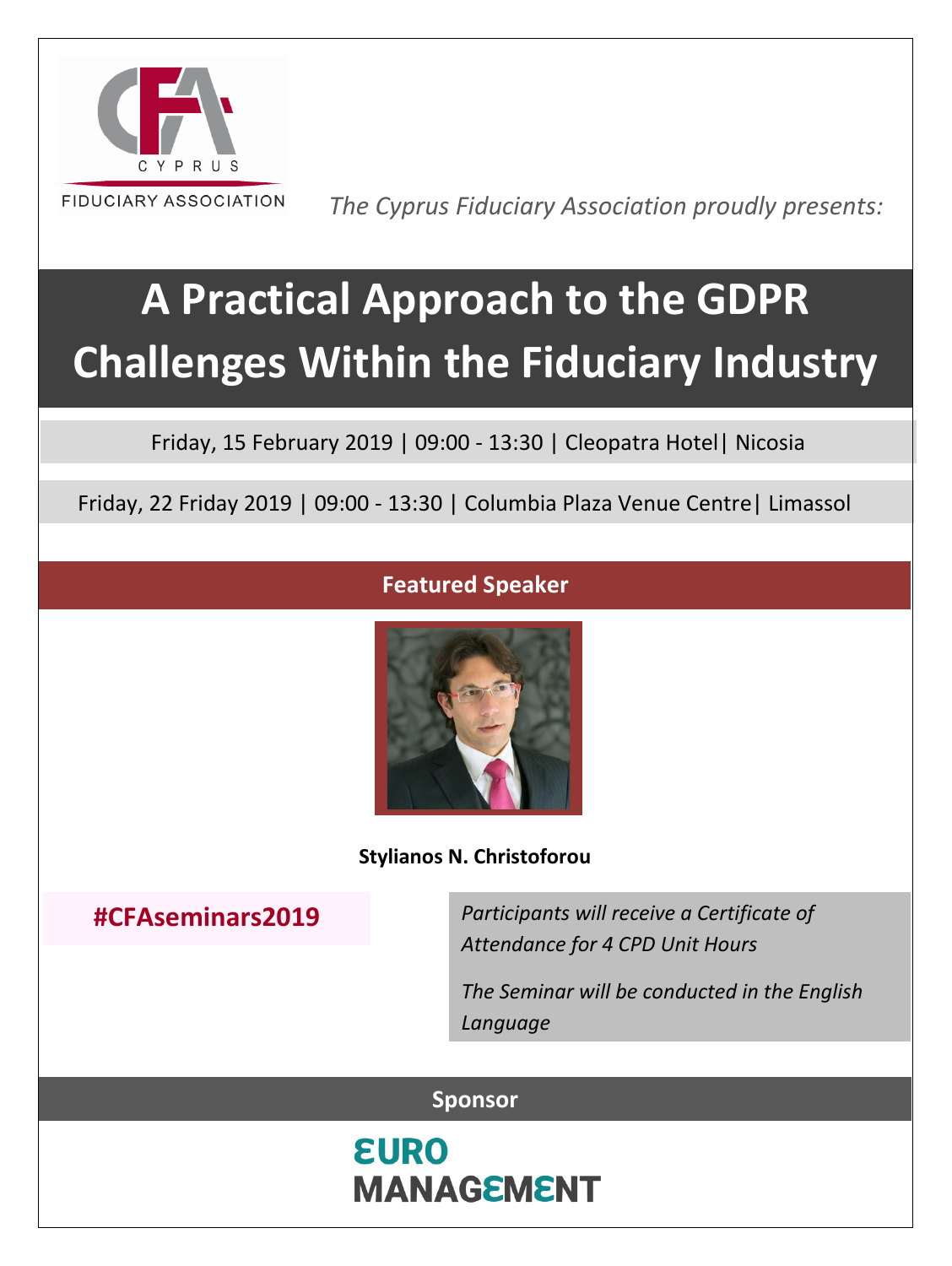CYPRUS FIDUCIARY ASSOCIATION

*The Cyprus Fiduciary Association proudly presents:*

# A Practical Approach to the GDPR Challenges Within the Fiduciary Industry

Friday, 15 February 2019 | 09:00 - 13:30 | Cleopatra Hotel| Nicosia

Friday, 22 Friday 2019 | 09:00 - 13:30 | Columbia Plaza Venue Centre| Limassol

## Featured Speaker

**Stylianos N. Christoforou**

**#CFAseminars2019**

*Participants will receive a Certificate of Attendance for 4 CPD Unit Hours*

*The Seminar will be conducted in the English Language*

## Sponsor

EURO MANAGEMENT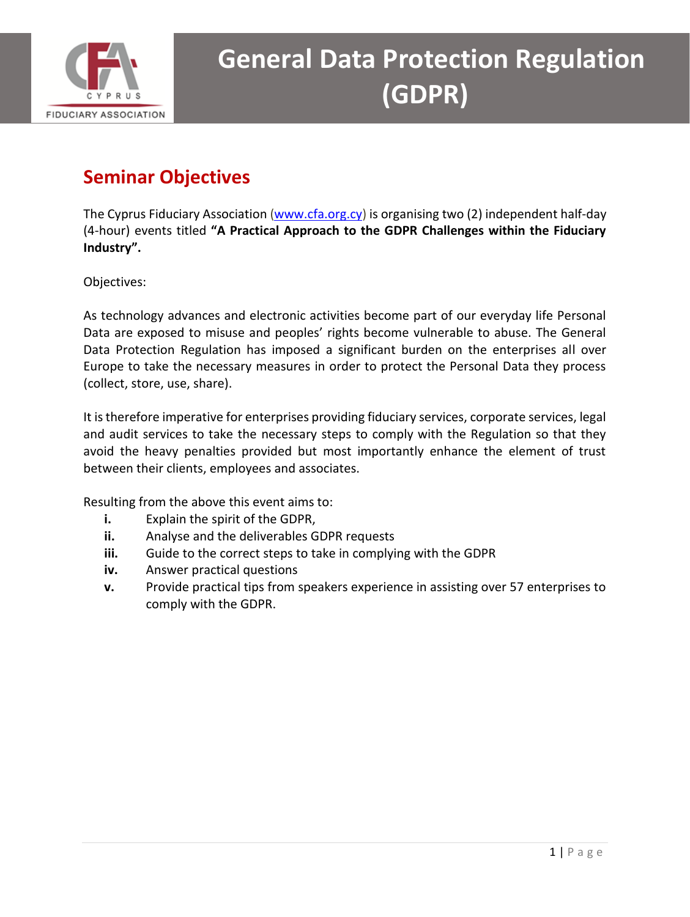# General Data Protection Regulation (GDPR)

## Seminar Objectives

The Cyprus Fiduciary Association (www.cfa.org.cy) is organising two (2) independent half-day (4-hour) events titled **"A Practical Approach to the GDPR Challenges within the Fiduciary Industry".**

Objectives:

As technology advances and electronic activities become part of our everyday life Personal Data are exposed to misuse and peoples' rights become vulnerable to abuse. The General Data Protection Regulation has imposed a significant burden on the enterprises all over Europe to take the necessary measures in order to protect the Personal Data they process (collect, store, use, share).

It is therefore imperative for enterprises providing fiduciary services, corporate services, legal and audit services to take the necessary steps to comply with the Regulation so that they avoid the heavy penalties provided but most importantly enhance the element of trust between their clients, employees and associates.

Resulting from the above this event aims to:

- **i.** Explain the spirit of the GDPR,
- **ii.** Analyse and the deliverables GDPR requests
- **iii.** Guide to the correct steps to take in complying with the GDPR
- **iv.** Answer practical questions
- **v.** Provide practical tips from speakers experience in assisting over 57 enterprises to comply with the GDPR.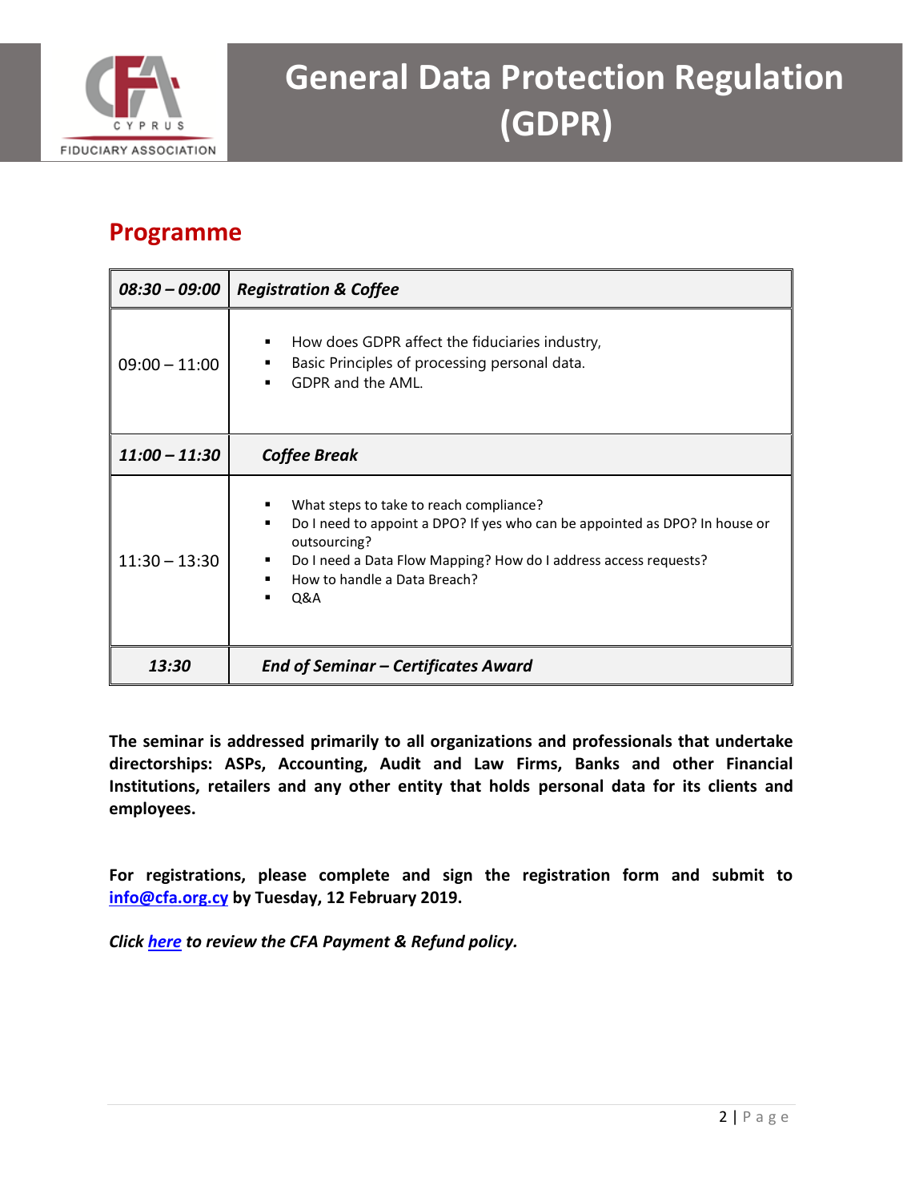# General Data Protection Regulation (GDPR)

## Programme

| **_08:30 – 09:00_** | **_Registration & Coffee_** |
|---|---|
| 09:00 – 11:00 | ▪ How does GDPR affect the fiduciaries industry,<br>▪ Basic Principles of processing personal data.<br>▪ GDPR and the AML. |
| **_11:00 – 11:30_** | **_Coffee Break_** |
| 11:30 – 13:30 | ▪ What steps to take to reach compliance?<br>▪ Do I need to appoint a DPO? If yes who can be appointed as DPO? In house or outsourcing?<br>▪ Do I need a Data Flow Mapping? How do I address access requests?<br>▪ How to handle a Data Breach?<br>▪ Q&A |
| **_13:30_** | **_End of Seminar – Certificates Award_** |

**The seminar is addressed primarily to all organizations and professionals that undertake directorships: ASPs, Accounting, Audit and Law Firms, Banks and other Financial Institutions, retailers and any other entity that holds personal data for its clients and employees.**

**For registrations, please complete and sign the registration form and submit to info@cfa.org.cy by Tuesday, 12 February 2019.**

***Click here to review the CFA Payment & Refund policy.***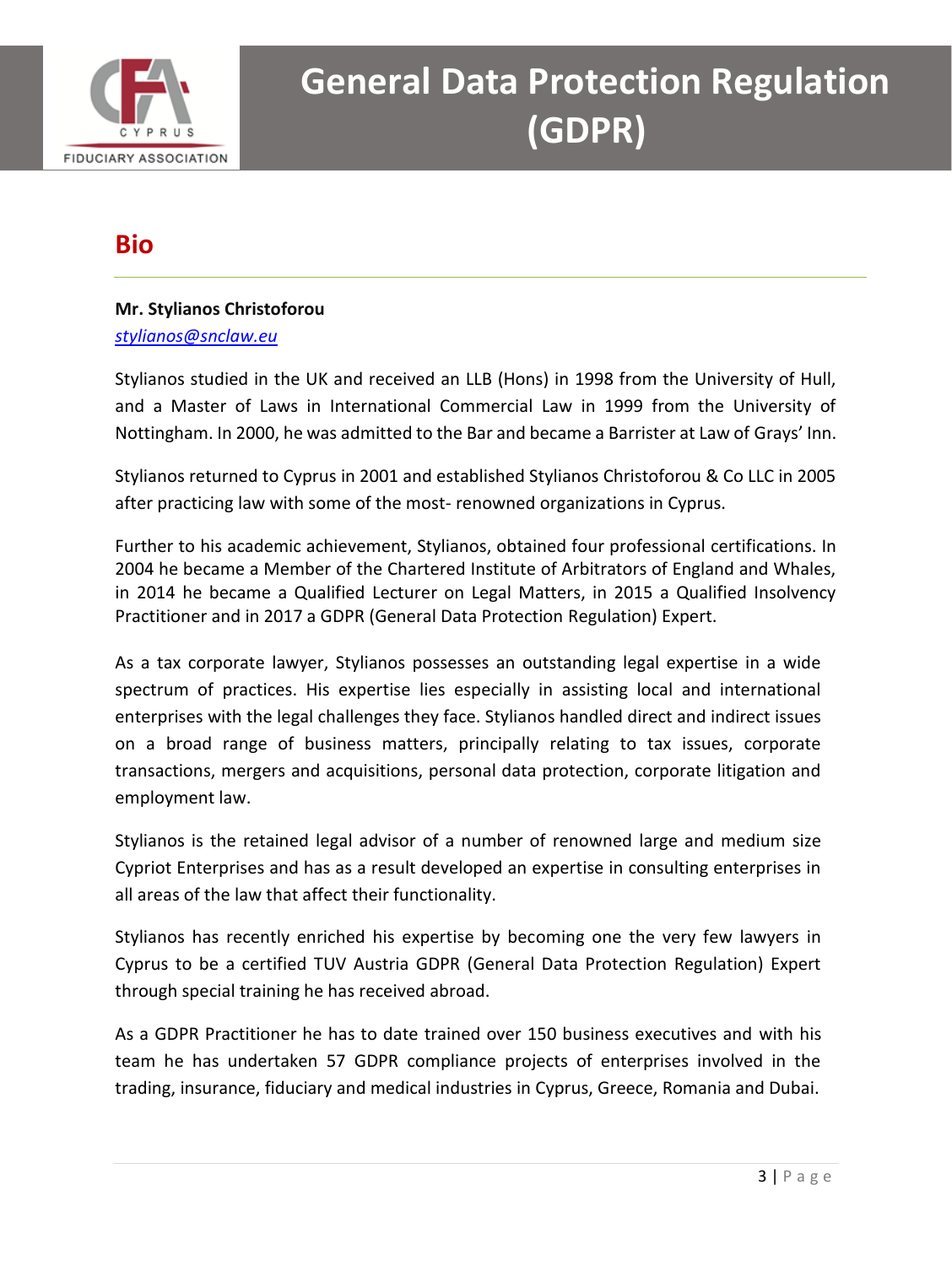# General Data Protection Regulation (GDPR)

## Bio

**Mr. Stylianos Christoforou**
*stylianos@snclaw.eu*

Stylianos studied in the UK and received an LLB (Hons) in 1998 from the University of Hull, and a Master of Laws in International Commercial Law in 1999 from the University of Nottingham. In 2000, he was admitted to the Bar and became a Barrister at Law of Grays' Inn.

Stylianos returned to Cyprus in 2001 and established Stylianos Christoforou & Co LLC in 2005 after practicing law with some of the most- renowned organizations in Cyprus.

Further to his academic achievement, Stylianos, obtained four professional certifications. In 2004 he became a Member of the Chartered Institute of Arbitrators of England and Whales, in 2014 he became a Qualified Lecturer on Legal Matters, in 2015 a Qualified Insolvency Practitioner and in 2017 a GDPR (General Data Protection Regulation) Expert.

As a tax corporate lawyer, Stylianos possesses an outstanding legal expertise in a wide spectrum of practices. His expertise lies especially in assisting local and international enterprises with the legal challenges they face. Stylianos handled direct and indirect issues on a broad range of business matters, principally relating to tax issues, corporate transactions, mergers and acquisitions, personal data protection, corporate litigation and employment law.

Stylianos is the retained legal advisor of a number of renowned large and medium size Cypriot Enterprises and has as a result developed an expertise in consulting enterprises in all areas of the law that affect their functionality.

Stylianos has recently enriched his expertise by becoming one the very few lawyers in Cyprus to be a certified TUV Austria GDPR (General Data Protection Regulation) Expert through special training he has received abroad.

As a GDPR Practitioner he has to date trained over 150 business executives and with his team he has undertaken 57 GDPR compliance projects of enterprises involved in the trading, insurance, fiduciary and medical industries in Cyprus, Greece, Romania and Dubai.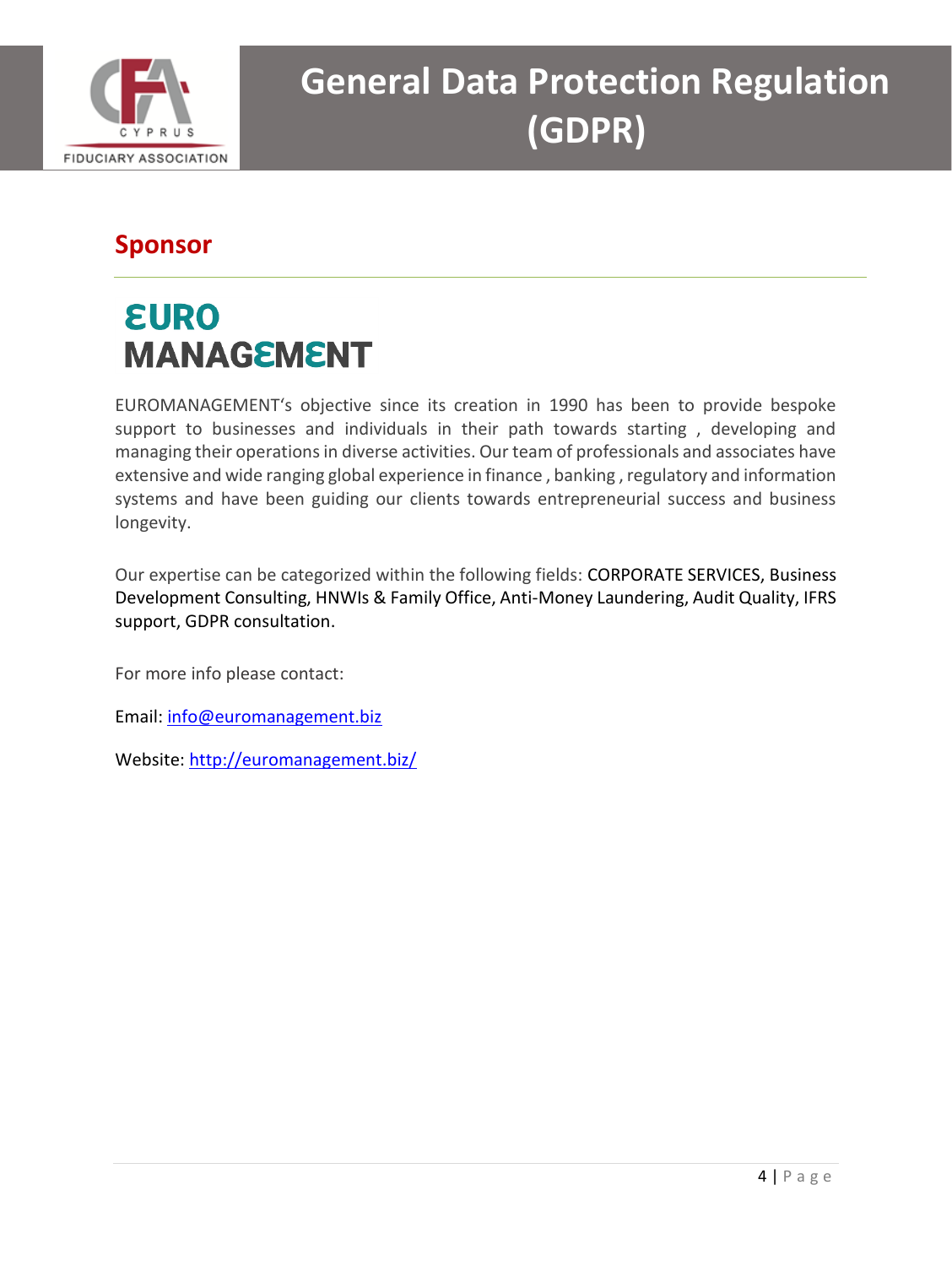# General Data Protection Regulation (GDPR)

## Sponsor

**EURO MANAGEMENT**

EUROMANAGEMENT's objective since its creation in 1990 has been to provide bespoke support to businesses and individuals in their path towards starting , developing and managing their operations in diverse activities. Our team of professionals and associates have extensive and wide ranging global experience in finance , banking , regulatory and information systems and have been guiding our clients towards entrepreneurial success and business longevity.

Our expertise can be categorized within the following fields: CORPORATE SERVICES, Business Development Consulting, HNWIs & Family Office, Anti-Money Laundering, Audit Quality, IFRS support, GDPR consultation.

For more info please contact:

Email: info@euromanagement.biz

Website: http://euromanagement.biz/